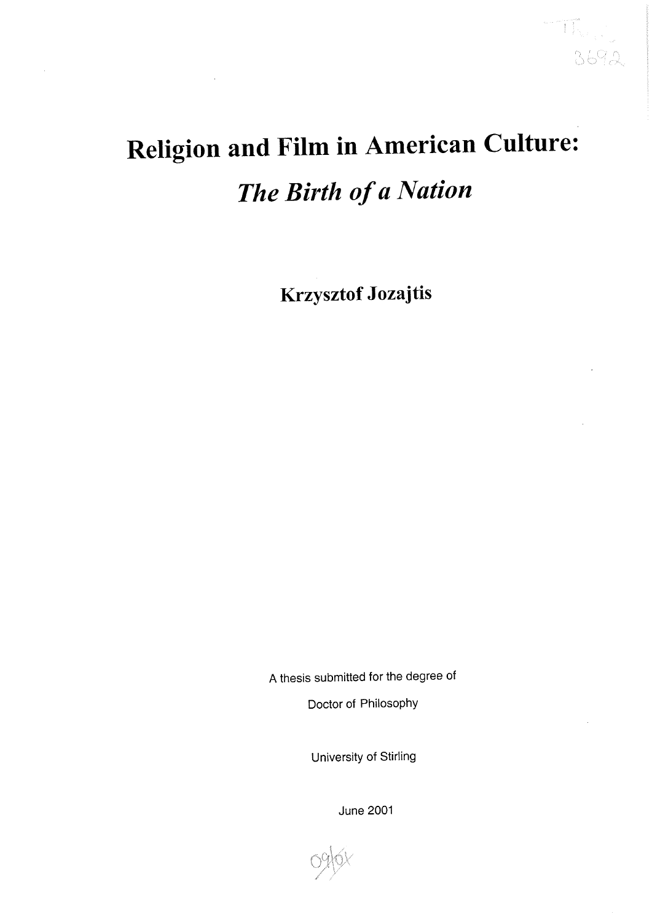# Religion and Film in American Culture: *The Birth of a Nation*

**Krzysztof Jozajtis**

A thesis submitted for the degree of

Doctor of Philosophy

University of Stirling

June 2001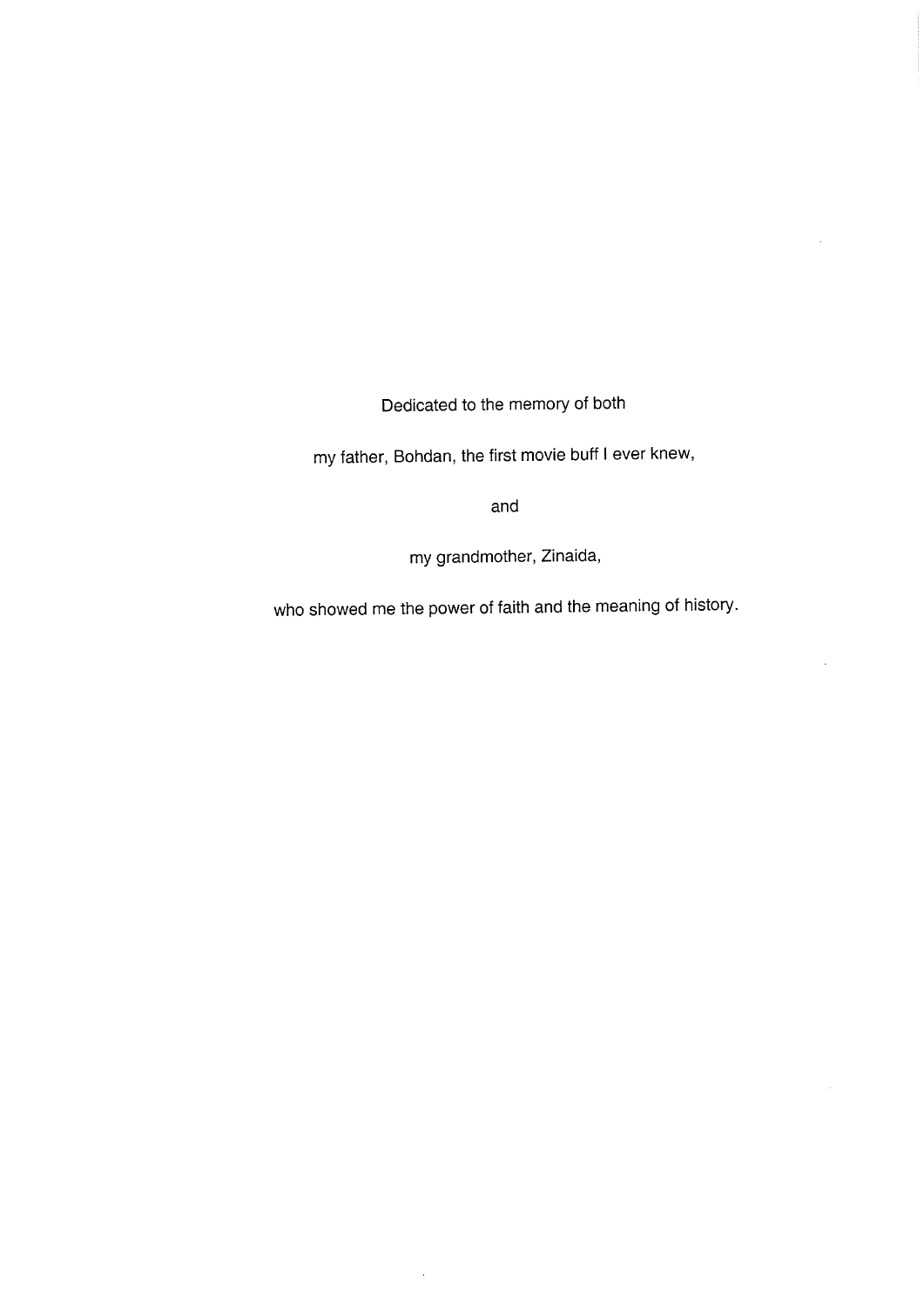Dedicated to the memory of both

my father, Bohdan, the first movie buff I ever knew,

and

my grandmother, Zinaida,

who showed me the power of faith and the meaning of history.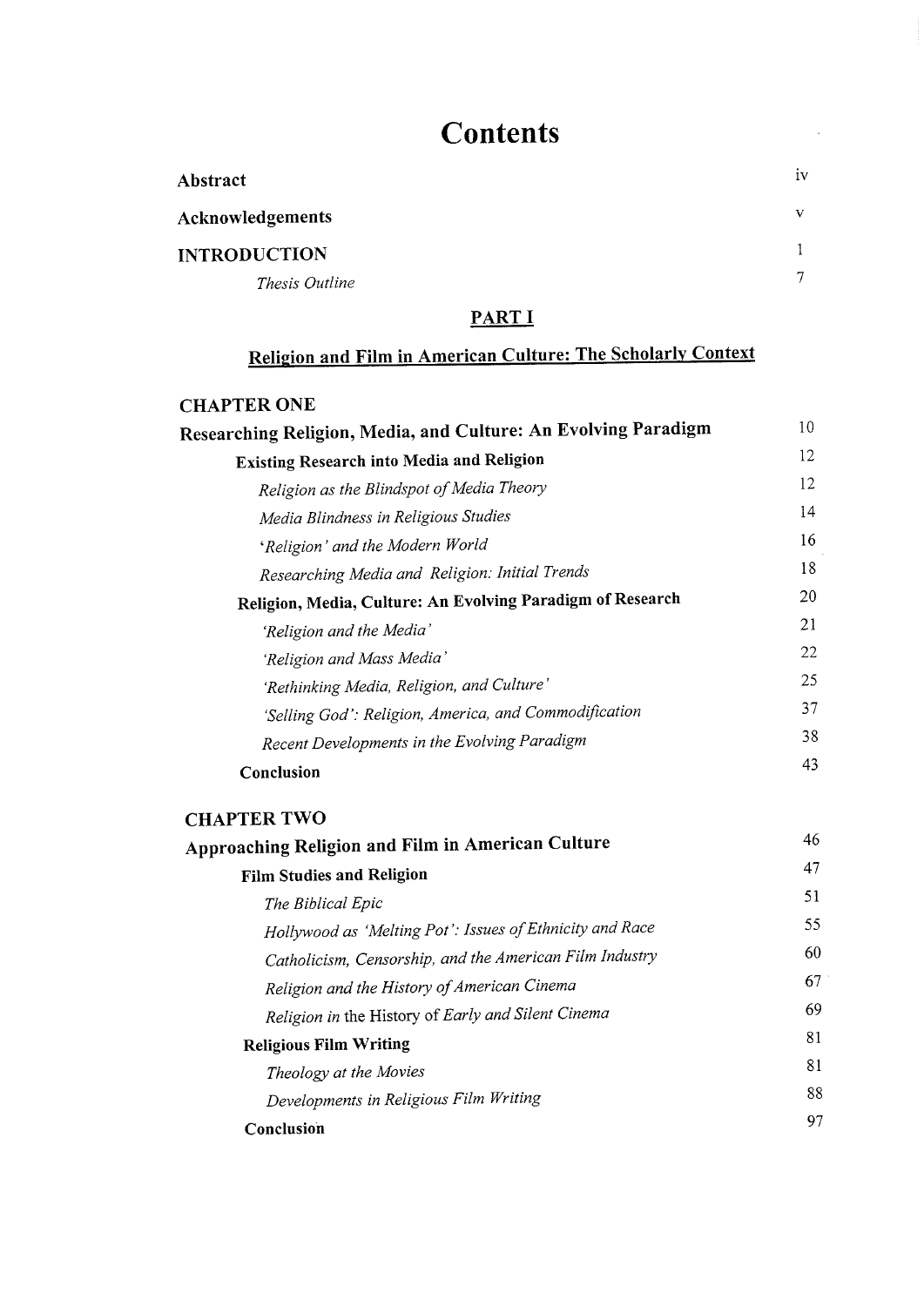# Contents

| | |
|---|---|
| **Abstract** | iv |
| **Acknowledgements** | v |
| **INTRODUCTION** | 1 |
| *Thesis Outline* | 7 |

## PART I

### Religion and Film in American Culture: The Scholarly Context

| | |
|---|---|
| **CHAPTER ONE** | |
| **Researching Religion, Media, and Culture: An Evolving Paradigm** | 10 |
| **Existing Research into Media and Religion** | 12 |
| *Religion as the Blindspot of Media Theory* | 12 |
| *Media Blindness in Religious Studies* | 14 |
| *'Religion' and the Modern World* | 16 |
| *Researching Media and Religion: Initial Trends* | 18 |
| **Religion, Media, Culture: An Evolving Paradigm of Research** | 20 |
| *'Religion and the Media'* | 21 |
| *'Religion and Mass Media'* | 22 |
| *'Rethinking Media, Religion, and Culture'* | 25 |
| *'Selling God': Religion, America, and Commodification* | 37 |
| *Recent Developments in the Evolving Paradigm* | 38 |
| **Conclusion** | 43 |
| | |
| **CHAPTER TWO** | |
| **Approaching Religion and Film in American Culture** | 46 |
| **Film Studies and Religion** | 47 |
| *The Biblical Epic* | 51 |
| *Hollywood as 'Melting Pot': Issues of Ethnicity and Race* | 55 |
| *Catholicism, Censorship, and the American Film Industry* | 60 |
| *Religion and the History of American Cinema* | 67 |
| *Religion in* the History *of Early and Silent Cinema* | 69 |
| **Religious Film Writing** | 81 |
| *Theology at the Movies* | 81 |
| *Developments in Religious Film Writing* | 88 |
| **Conclusion** | 97 |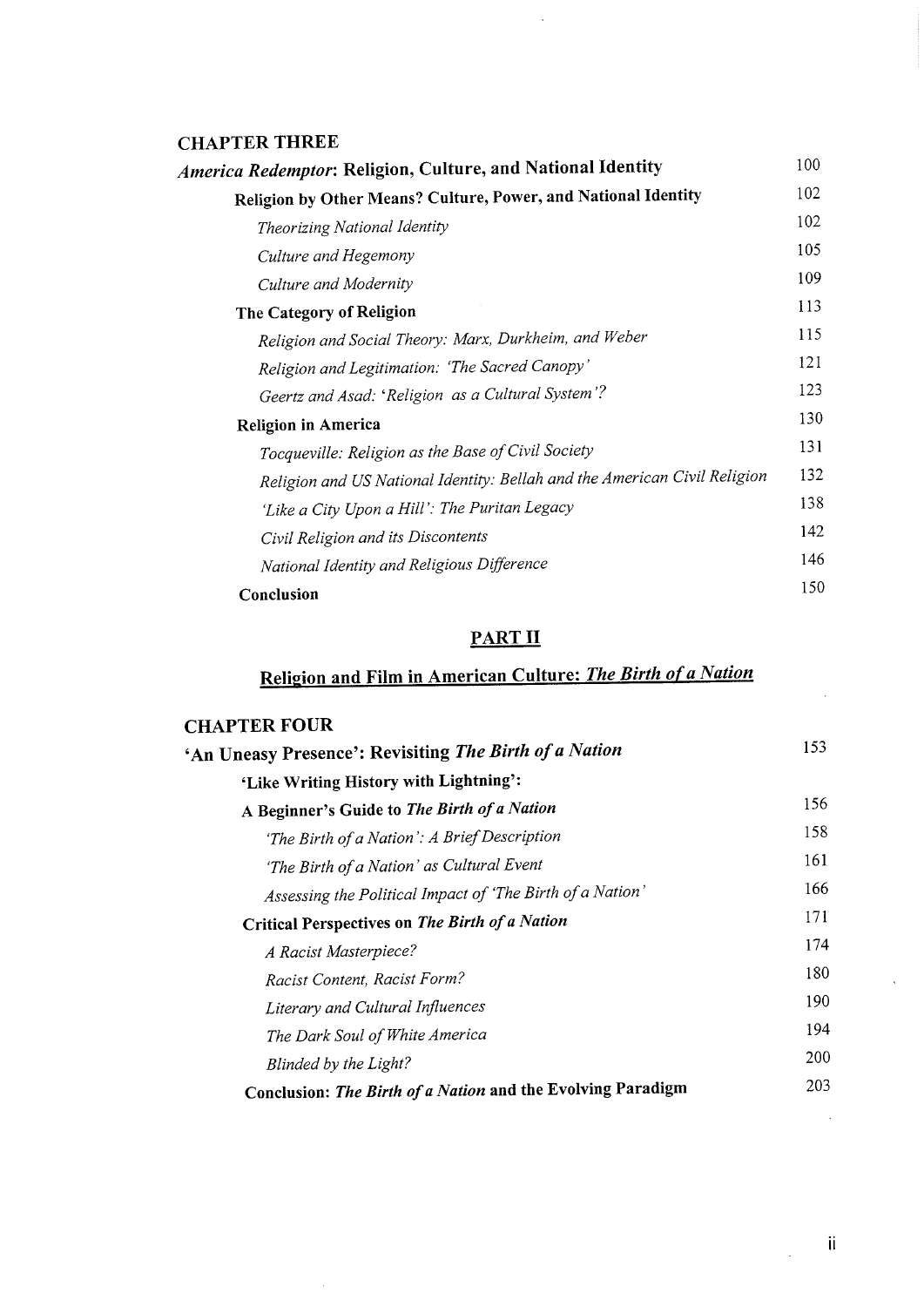**CHAPTER THREE**

| | |
|---|---|
| ***America Redemptor*: Religion, Culture, and National Identity** | 100 |
| **Religion by Other Means? Culture, Power, and National Identity** | 102 |
| *Theorizing National Identity* | 102 |
| *Culture and Hegemony* | 105 |
| *Culture and Modernity* | 109 |
| **The Category of Religion** | 113 |
| *Religion and Social Theory: Marx, Durkheim, and Weber* | 115 |
| *Religion and Legitimation: 'The Sacred Canopy'* | 121 |
| *Geertz and Asad: 'Religion as a Cultural System'?* | 123 |
| **Religion in America** | 130 |
| *Tocqueville: Religion as the Base of Civil Society* | 131 |
| *Religion and US National Identity: Bellah and the American Civil Religion* | 132 |
| *'Like a City Upon a Hill': The Puritan Legacy* | 138 |
| *Civil Religion and its Discontents* | 142 |
| *National Identity and Religious Difference* | 146 |
| **Conclusion** | 150 |

**PART II**

**Religion and Film in American Culture: *The Birth of a Nation***

**CHAPTER FOUR**

| | |
|---|---|
| **'An Uneasy Presence': Revisiting *The Birth of a Nation*** | 153 |
| **'Like Writing History with Lightning': A Beginner's Guide to *The Birth of a Nation*** | 156 |
| *'The Birth of a Nation': A Brief Description* | 158 |
| *'The Birth of a Nation' as Cultural Event* | 161 |
| *Assessing the Political Impact of 'The Birth of a Nation'* | 166 |
| **Critical Perspectives on *The Birth of a Nation*** | 171 |
| *A Racist Masterpiece?* | 174 |
| *Racist Content, Racist Form?* | 180 |
| *Literary and Cultural Influences* | 190 |
| *The Dark Soul of White America* | 194 |
| *Blinded by the Light?* | 200 |
| **Conclusion: *The Birth of a Nation* and the Evolving Paradigm** | 203 |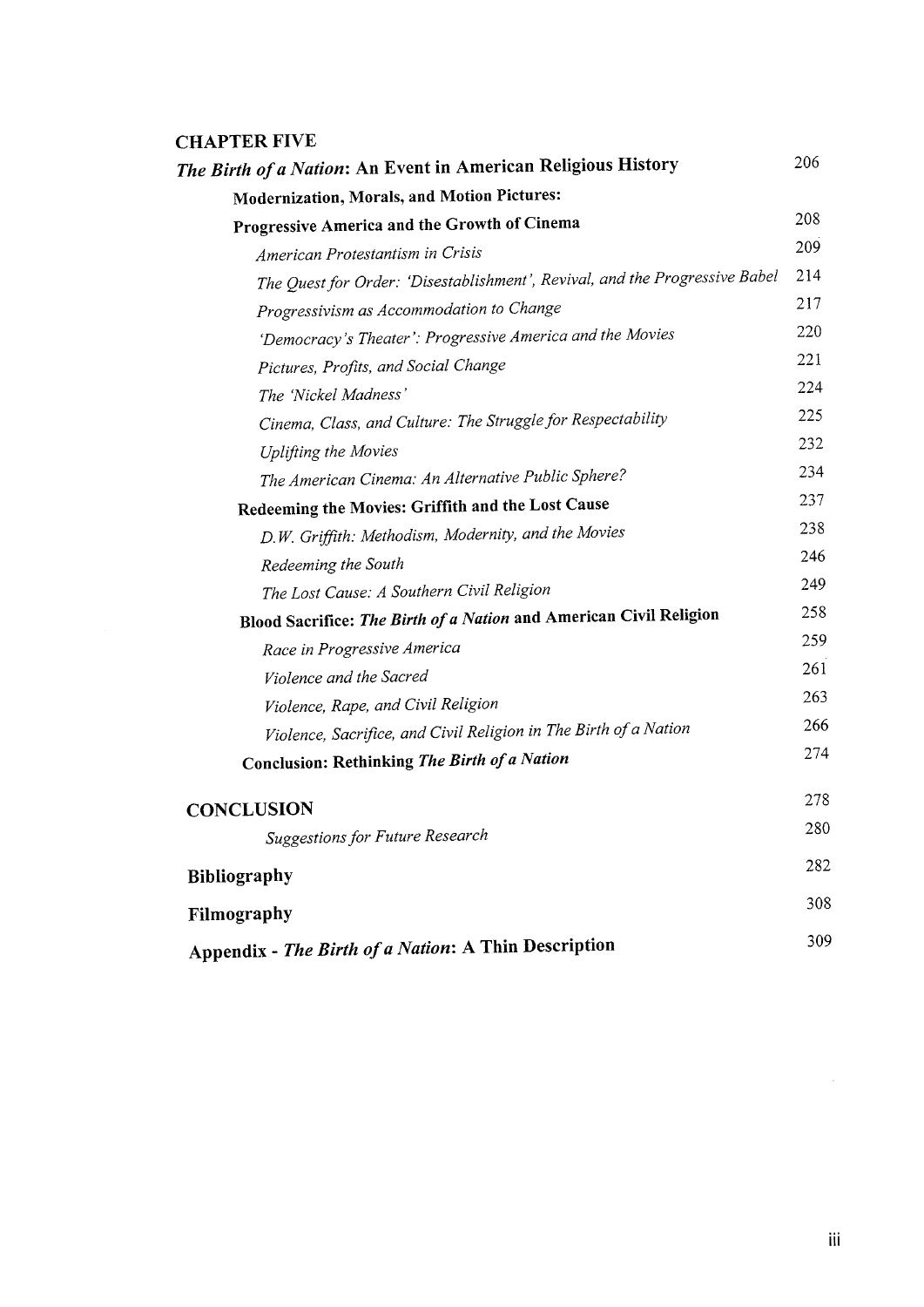**CHAPTER FIVE**

***The Birth of a Nation*: An Event in American Religious History** 206

**Modernization, Morals, and Motion Pictures:**
**Progressive America and the Growth of Cinema** 208

*American Protestantism in Crisis* 209

*The Quest for Order: 'Disestablishment', Revival, and the Progressive Babel* 214

*Progressivism as Accommodation to Change* 217

*'Democracy's Theater': Progressive America and the Movies* 220

*Pictures, Profits, and Social Change* 221

*The 'Nickel Madness'* 224

*Cinema, Class, and Culture: The Struggle for Respectability* 225

*Uplifting the Movies* 232

*The American Cinema: An Alternative Public Sphere?* 234

**Redeeming the Movies: Griffith and the Lost Cause** 237

*D.W. Griffith: Methodism, Modernity, and the Movies* 238

*Redeeming the South* 246

*The Lost Cause: A Southern Civil Religion* 249

**Blood Sacrifice: *The Birth of a Nation* and American Civil Religion** 258

*Race in Progressive America* 259

*Violence and the Sacred* 261

*Violence, Rape, and Civil Religion* 263

*Violence, Sacrifice, and Civil Religion in The Birth of a Nation* 266

**Conclusion: Rethinking *The Birth of a Nation*** 274

**CONCLUSION** 278

*Suggestions for Future Research* 280

**Bibliography** 282

**Filmography** 308

**Appendix - *The Birth of a Nation*: A Thin Description** 309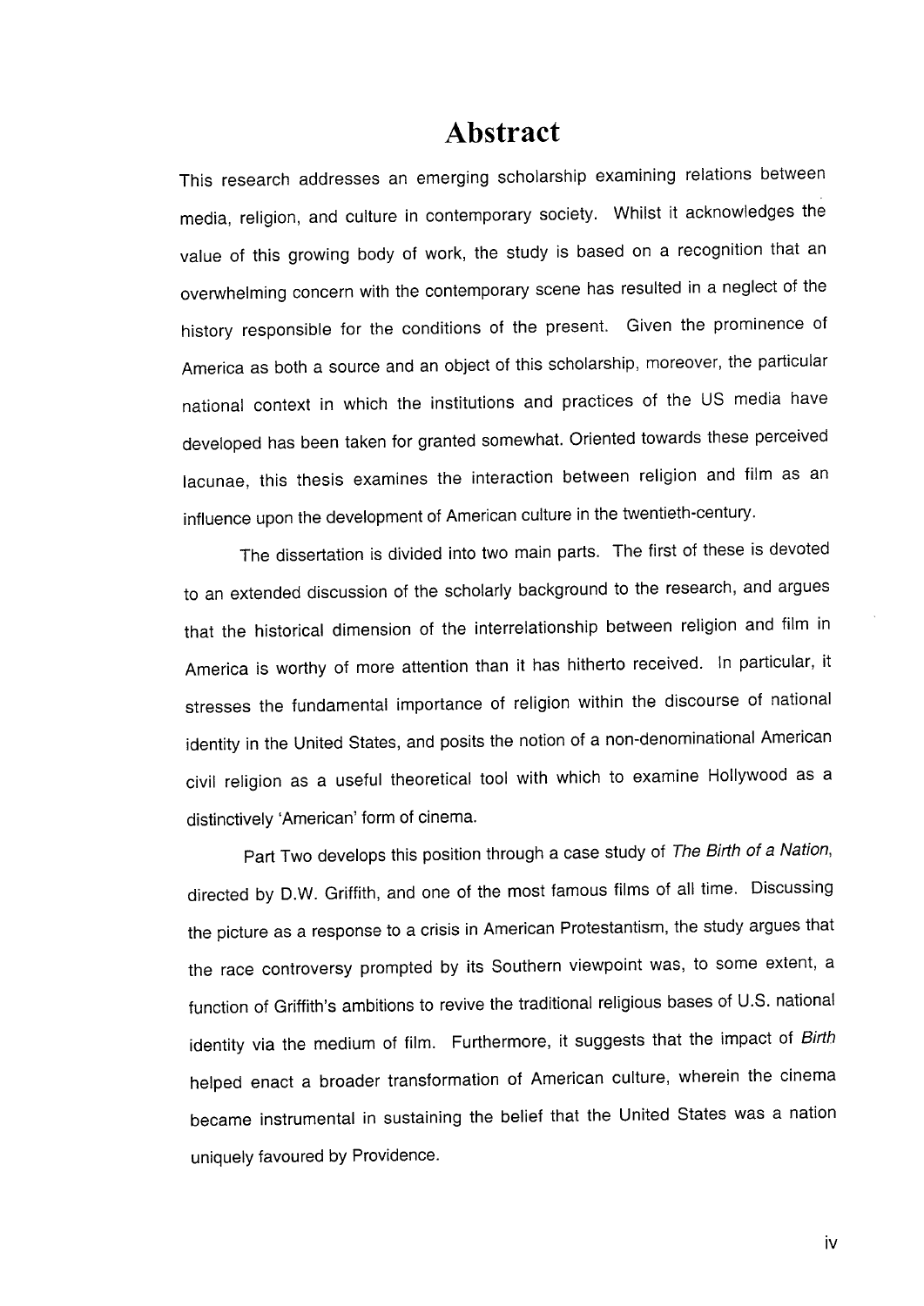# Abstract

This research addresses an emerging scholarship examining relations between media, religion, and culture in contemporary society. Whilst it acknowledges the value of this growing body of work, the study is based on a recognition that an overwhelming concern with the contemporary scene has resulted in a neglect of the history responsible for the conditions of the present. Given the prominence of America as both a source and an object of this scholarship, moreover, the particular national context in which the institutions and practices of the US media have developed has been taken for granted somewhat. Oriented towards these perceived lacunae, this thesis examines the interaction between religion and film as an influence upon the development of American culture in the twentieth-century.

The dissertation is divided into two main parts. The first of these is devoted to an extended discussion of the scholarly background to the research, and argues that the historical dimension of the interrelationship between religion and film in America is worthy of more attention than it has hitherto received. In particular, it stresses the fundamental importance of religion within the discourse of national identity in the United States, and posits the notion of a non-denominational American civil religion as a useful theoretical tool with which to examine Hollywood as a distinctively 'American' form of cinema.

Part Two develops this position through a case study of *The Birth of a Nation*, directed by D.W. Griffith, and one of the most famous films of all time. Discussing the picture as a response to a crisis in American Protestantism, the study argues that the race controversy prompted by its Southern viewpoint was, to some extent, a function of Griffith's ambitions to revive the traditional religious bases of U.S. national identity via the medium of film. Furthermore, it suggests that the impact of *Birth* helped enact a broader transformation of American culture, wherein the cinema became instrumental in sustaining the belief that the United States was a nation uniquely favoured by Providence.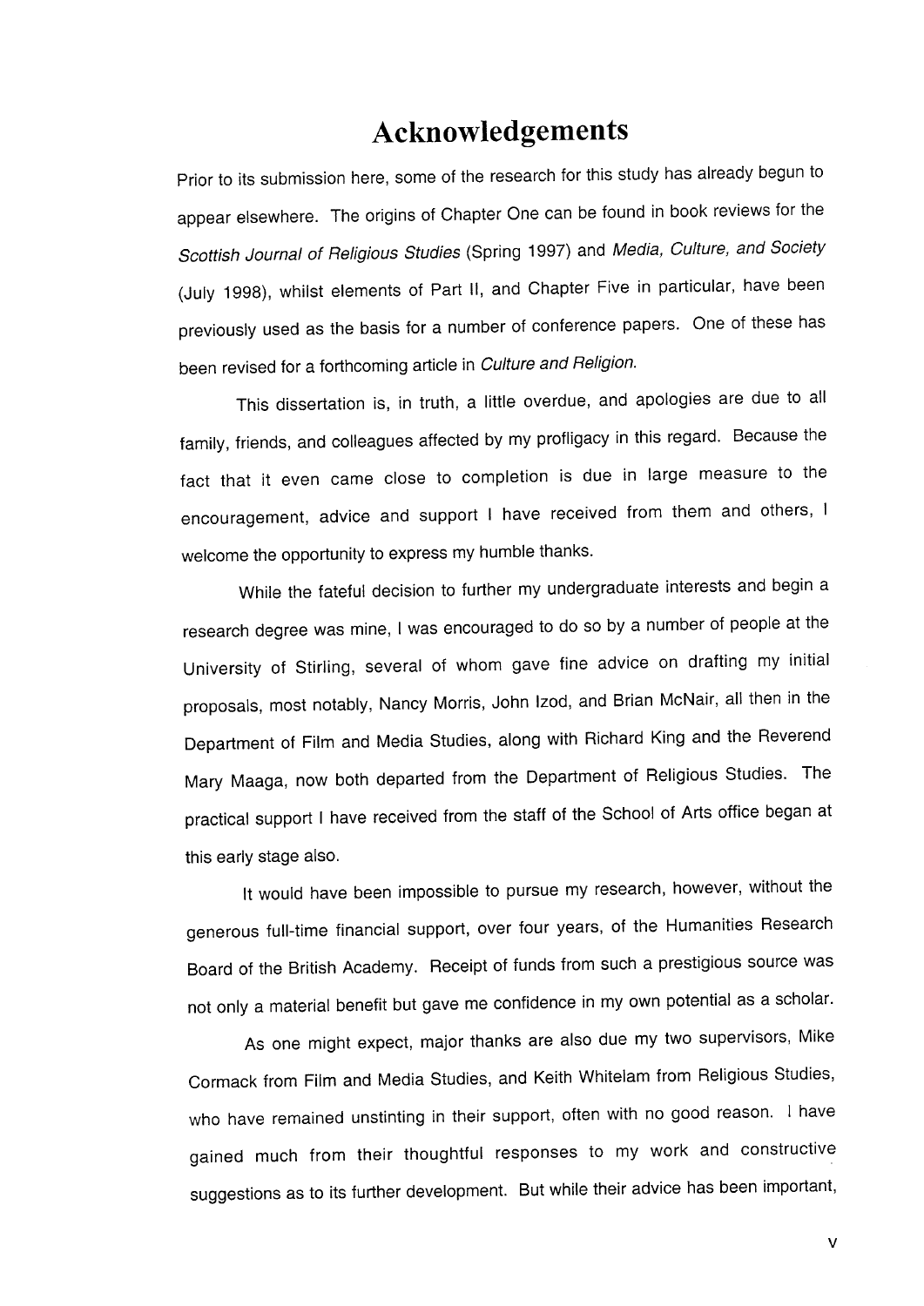# Acknowledgements

Prior to its submission here, some of the research for this study has already begun to appear elsewhere. The origins of Chapter One can be found in book reviews for the *Scottish Journal of Religious Studies* (Spring 1997) and *Media, Culture, and Society* (July 1998), whilst elements of Part II, and Chapter Five in particular, have been previously used as the basis for a number of conference papers. One of these has been revised for a forthcoming article in *Culture and Religion.*

This dissertation is, in truth, a little overdue, and apologies are due to all family, friends, and colleagues affected by my profligacy in this regard. Because the fact that it even came close to completion is due in large measure to the encouragement, advice and support I have received from them and others, I welcome the opportunity to express my humble thanks.

While the fateful decision to further my undergraduate interests and begin a research degree was mine, I was encouraged to do so by a number of people at the University of Stirling, several of whom gave fine advice on drafting my initial proposals, most notably, Nancy Morris, John Izod, and Brian McNair, all then in the Department of Film and Media Studies, along with Richard King and the Reverend Mary Maaga, now both departed from the Department of Religious Studies. The practical support I have received from the staff of the School of Arts office began at this early stage also.

It would have been impossible to pursue my research, however, without the generous full-time financial support, over four years, of the Humanities Research Board of the British Academy. Receipt of funds from such a prestigious source was not only a material benefit but gave me confidence in my own potential as a scholar.

As one might expect, major thanks are also due my two supervisors, Mike Cormack from Film and Media Studies, and Keith Whitelam from Religious Studies, who have remained unstinting in their support, often with no good reason. I have gained much from their thoughtful responses to my work and constructive suggestions as to its further development. But while their advice has been important,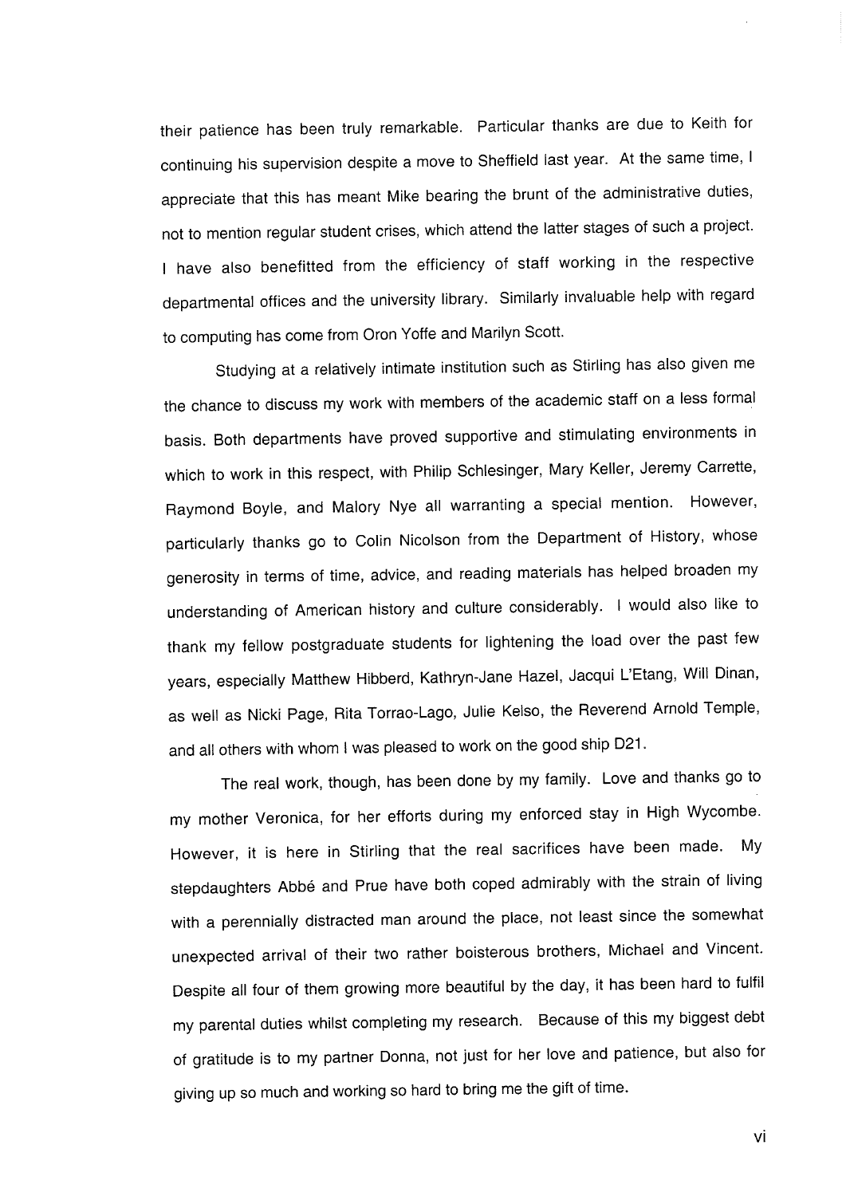their patience has been truly remarkable. Particular thanks are due to Keith for continuing his supervision despite a move to Sheffield last year. At the same time, I appreciate that this has meant Mike bearing the brunt of the administrative duties, not to mention regular student crises, which attend the latter stages of such a project. I have also benefitted from the efficiency of staff working in the respective departmental offices and the university library. Similarly invaluable help with regard to computing has come from Oron Yoffe and Marilyn Scott.

Studying at a relatively intimate institution such as Stirling has also given me the chance to discuss my work with members of the academic staff on a less formal basis. Both departments have proved supportive and stimulating environments in which to work in this respect, with Philip Schlesinger, Mary Keller, Jeremy Carrette, Raymond Boyle, and Malory Nye all warranting a special mention. However, particularly thanks go to Colin Nicolson from the Department of History, whose generosity in terms of time, advice, and reading materials has helped broaden my understanding of American history and culture considerably. I would also like to thank my fellow postgraduate students for lightening the load over the past few years, especially Matthew Hibberd, Kathryn-Jane Hazel, Jacqui L'Etang, Will Dinan, as well as Nicki Page, Rita Torrao-Lago, Julie Kelso, the Reverend Arnold Temple, and all others with whom I was pleased to work on the good ship D21.

The real work, though, has been done by my family. Love and thanks go to my mother Veronica, for her efforts during my enforced stay in High Wycombe. However, it is here in Stirling that the real sacrifices have been made. My stepdaughters Abbé and Prue have both coped admirably with the strain of living with a perennially distracted man around the place, not least since the somewhat unexpected arrival of their two rather boisterous brothers, Michael and Vincent. Despite all four of them growing more beautiful by the day, it has been hard to fulfil my parental duties whilst completing my research. Because of this my biggest debt of gratitude is to my partner Donna, not just for her love and patience, but also for giving up so much and working so hard to bring me the gift of time.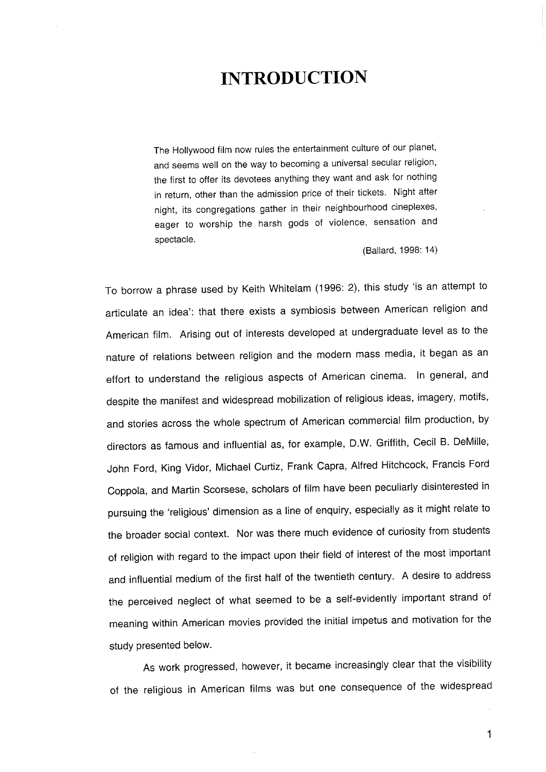# INTRODUCTION

> The Hollywood film now rules the entertainment culture of our planet, and seems well on the way to becoming a universal secular religion, the first to offer its devotees anything they want and ask for nothing in return, other than the admission price of their tickets. Night after night, its congregations gather in their neighbourhood cineplexes, eager to worship the harsh gods of violence, sensation and spectacle.
>
> (Ballard, 1998: 14)

To borrow a phrase used by Keith Whitelam (1996: 2), this study 'is an attempt to articulate an idea': that there exists a symbiosis between American religion and American film. Arising out of interests developed at undergraduate level as to the nature of relations between religion and the modern mass media, it began as an effort to understand the religious aspects of American cinema. In general, and despite the manifest and widespread mobilization of religious ideas, imagery, motifs, and stories across the whole spectrum of American commercial film production, by directors as famous and influential as, for example, D.W. Griffith, Cecil B. DeMille, John Ford, King Vidor, Michael Curtiz, Frank Capra, Alfred Hitchcock, Francis Ford Coppola, and Martin Scorsese, scholars of film have been peculiarly disinterested in pursuing the 'religious' dimension as a line of enquiry, especially as it might relate to the broader social context. Nor was there much evidence of curiosity from students of religion with regard to the impact upon their field of interest of the most important and influential medium of the first half of the twentieth century. A desire to address the perceived neglect of what seemed to be a self-evidently important strand of meaning within American movies provided the initial impetus and motivation for the study presented below.

As work progressed, however, it became increasingly clear that the visibility of the religious in American films was but one consequence of the widespread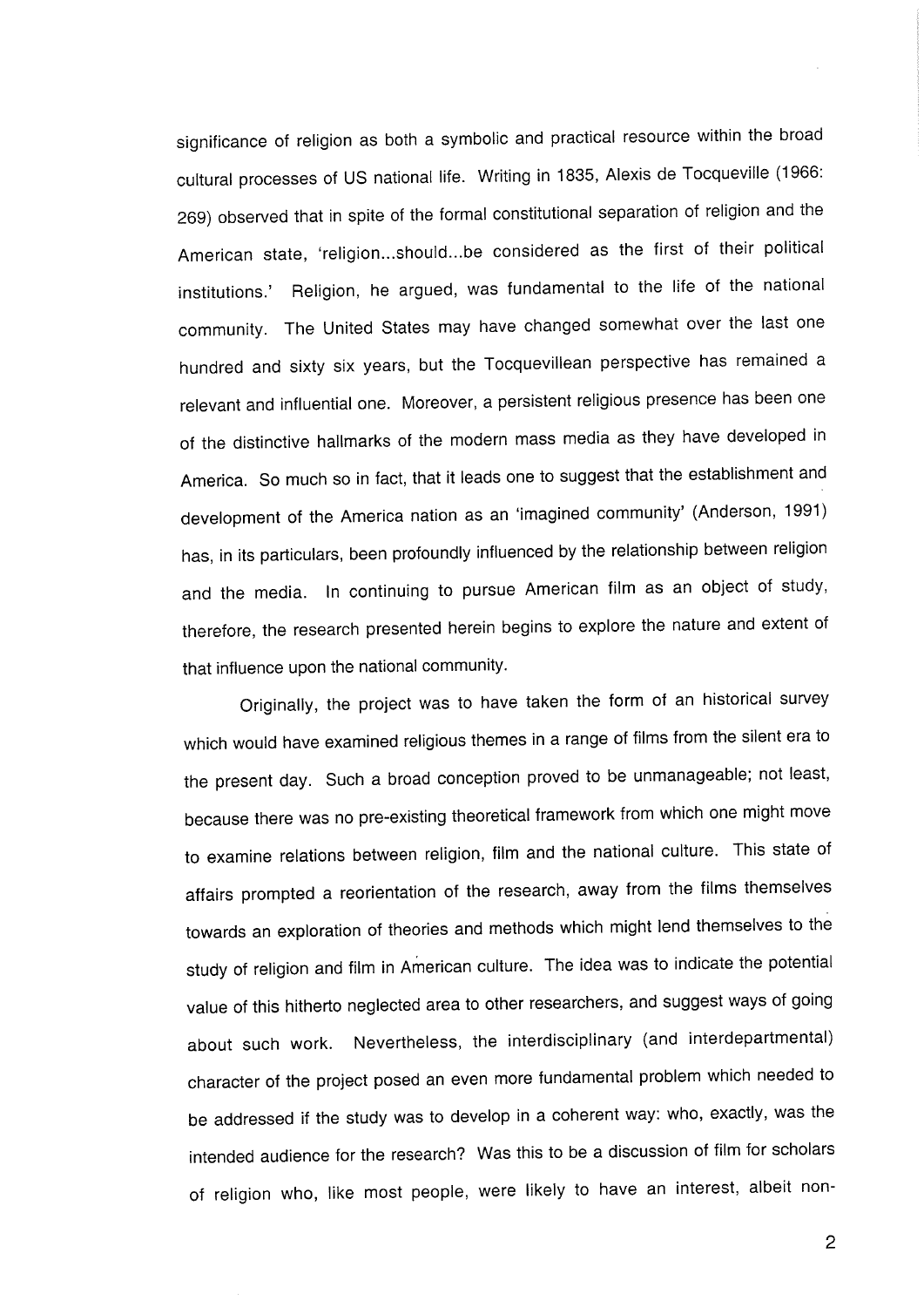significance of religion as both a symbolic and practical resource within the broad cultural processes of US national life. Writing in 1835, Alexis de Tocqueville (1966: 269) observed that in spite of the formal constitutional separation of religion and the American state, 'religion...should...be considered as the first of their political institutions.' Religion, he argued, was fundamental to the life of the national community. The United States may have changed somewhat over the last one hundred and sixty six years, but the Tocquevillean perspective has remained a relevant and influential one. Moreover, a persistent religious presence has been one of the distinctive hallmarks of the modern mass media as they have developed in America. So much so in fact, that it leads one to suggest that the establishment and development of the America nation as an 'imagined community' (Anderson, 1991) has, in its particulars, been profoundly influenced by the relationship between religion and the media. In continuing to pursue American film as an object of study, therefore, the research presented herein begins to explore the nature and extent of that influence upon the national community.

Originally, the project was to have taken the form of an historical survey which would have examined religious themes in a range of films from the silent era to the present day. Such a broad conception proved to be unmanageable; not least, because there was no pre-existing theoretical framework from which one might move to examine relations between religion, film and the national culture. This state of affairs prompted a reorientation of the research, away from the films themselves towards an exploration of theories and methods which might lend themselves to the study of religion and film in American culture. The idea was to indicate the potential value of this hitherto neglected area to other researchers, and suggest ways of going about such work. Nevertheless, the interdisciplinary (and interdepartmental) character of the project posed an even more fundamental problem which needed to be addressed if the study was to develop in a coherent way: who, exactly, was the intended audience for the research? Was this to be a discussion of film for scholars of religion who, like most people, were likely to have an interest, albeit non-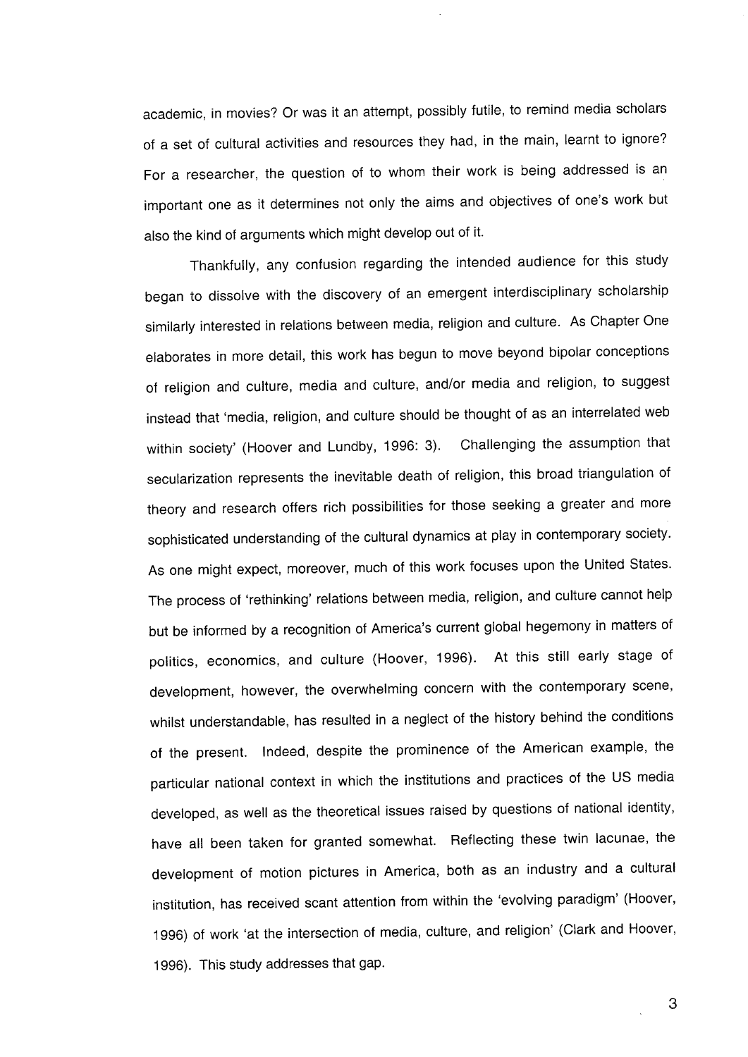academic, in movies? Or was it an attempt, possibly futile, to remind media scholars of a set of cultural activities and resources they had, in the main, learnt to ignore? For a researcher, the question of to whom their work is being addressed is an important one as it determines not only the aims and objectives of one's work but also the kind of arguments which might develop out of it.

Thankfully, any confusion regarding the intended audience for this study began to dissolve with the discovery of an emergent interdisciplinary scholarship similarly interested in relations between media, religion and culture. As Chapter One elaborates in more detail, this work has begun to move beyond bipolar conceptions of religion and culture, media and culture, and/or media and religion, to suggest instead that 'media, religion, and culture should be thought of as an interrelated web within society' (Hoover and Lundby, 1996: 3). Challenging the assumption that secularization represents the inevitable death of religion, this broad triangulation of theory and research offers rich possibilities for those seeking a greater and more sophisticated understanding of the cultural dynamics at play in contemporary society. As one might expect, moreover, much of this work focuses upon the United States. The process of 'rethinking' relations between media, religion, and culture cannot help but be informed by a recognition of America's current global hegemony in matters of politics, economics, and culture (Hoover, 1996). At this still early stage of development, however, the overwhelming concern with the contemporary scene, whilst understandable, has resulted in a neglect of the history behind the conditions of the present. Indeed, despite the prominence of the American example, the particular national context in which the institutions and practices of the US media developed, as well as the theoretical issues raised by questions of national identity, have all been taken for granted somewhat. Reflecting these twin lacunae, the development of motion pictures in America, both as an industry and a cultural institution, has received scant attention from within the 'evolving paradigm' (Hoover, 1996) of work 'at the intersection of media, culture, and religion' (Clark and Hoover, 1996). This study addresses that gap.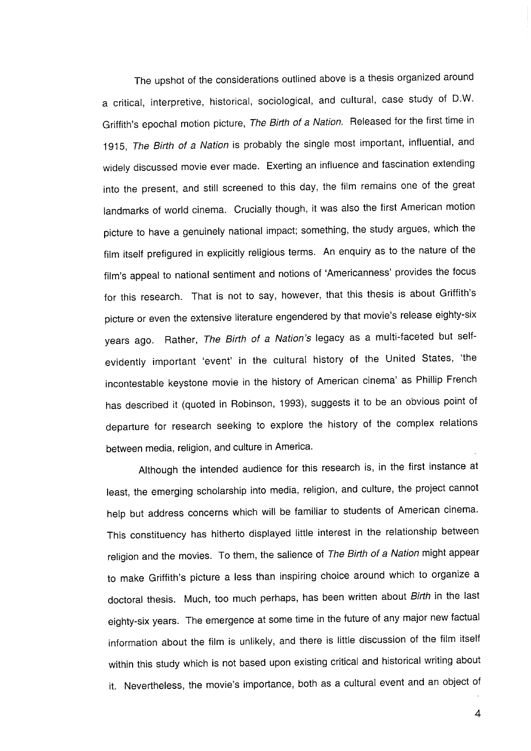The upshot of the considerations outlined above is a thesis organized around a critical, interpretive, historical, sociological, and cultural, case study of D.W. Griffith's epochal motion picture, *The Birth of a Nation.* Released for the first time in 1915, *The Birth of a Nation* is probably the single most important, influential, and widely discussed movie ever made. Exerting an influence and fascination extending into the present, and still screened to this day, the film remains one of the great landmarks of world cinema. Crucially though, it was also the first American motion picture to have a genuinely national impact; something, the study argues, which the film itself prefigured in explicitly religious terms. An enquiry as to the nature of the film's appeal to national sentiment and notions of 'Americanness' provides the focus for this research. That is not to say, however, that this thesis is about Griffith's picture or even the extensive literature engendered by that movie's release eighty-six years ago. Rather, *The Birth of a Nation's* legacy as a multi-faceted but self-evidently important 'event' in the cultural history of the United States, 'the incontestable keystone movie in the history of American cinema' as Phillip French has described it (quoted in Robinson, 1993), suggests it to be an obvious point of departure for research seeking to explore the history of the complex relations between media, religion, and culture in America.

Although the intended audience for this research is, in the first instance at least, the emerging scholarship into media, religion, and culture, the project cannot help but address concerns which will be familiar to students of American cinema. This constituency has hitherto displayed little interest in the relationship between religion and the movies. To them, the salience of *The Birth of a Nation* might appear to make Griffith's picture a less than inspiring choice around which to organize a doctoral thesis. Much, too much perhaps, has been written about *Birth* in the last eighty-six years. The emergence at some time in the future of any major new factual information about the film is unlikely, and there is little discussion of the film itself within this study which is not based upon existing critical and historical writing about it. Nevertheless, the movie's importance, both as a cultural event and an object of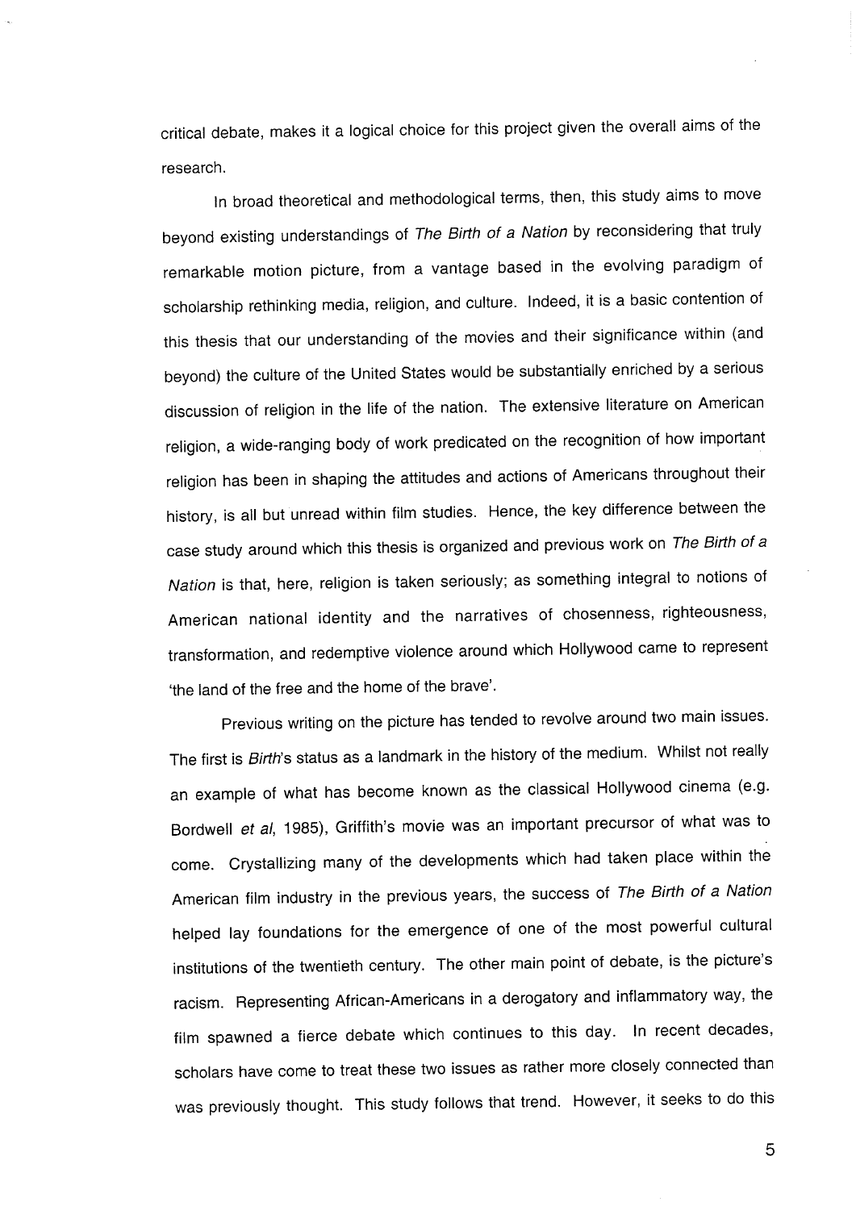critical debate, makes it a logical choice for this project given the overall aims of the research.

In broad theoretical and methodological terms, then, this study aims to move beyond existing understandings of *The Birth of a Nation* by reconsidering that truly remarkable motion picture, from a vantage based in the evolving paradigm of scholarship rethinking media, religion, and culture. Indeed, it is a basic contention of this thesis that our understanding of the movies and their significance within (and beyond) the culture of the United States would be substantially enriched by a serious discussion of religion in the life of the nation. The extensive literature on American religion, a wide-ranging body of work predicated on the recognition of how important religion has been in shaping the attitudes and actions of Americans throughout their history, is all but unread within film studies. Hence, the key difference between the case study around which this thesis is organized and previous work on *The Birth of a Nation* is that, here, religion is taken seriously; as something integral to notions of American national identity and the narratives of chosenness, righteousness, transformation, and redemptive violence around which Hollywood came to represent 'the land of the free and the home of the brave'.

Previous writing on the picture has tended to revolve around two main issues. The first is *Birth*'s status as a landmark in the history of the medium. Whilst not really an example of what has become known as the classical Hollywood cinema (e.g. Bordwell *et al*, 1985), Griffith's movie was an important precursor of what was to come. Crystallizing many of the developments which had taken place within the American film industry in the previous years, the success of *The Birth of a Nation* helped lay foundations for the emergence of one of the most powerful cultural institutions of the twentieth century. The other main point of debate, is the picture's racism. Representing African-Americans in a derogatory and inflammatory way, the film spawned a fierce debate which continues to this day. In recent decades, scholars have come to treat these two issues as rather more closely connected than was previously thought. This study follows that trend. However, it seeks to do this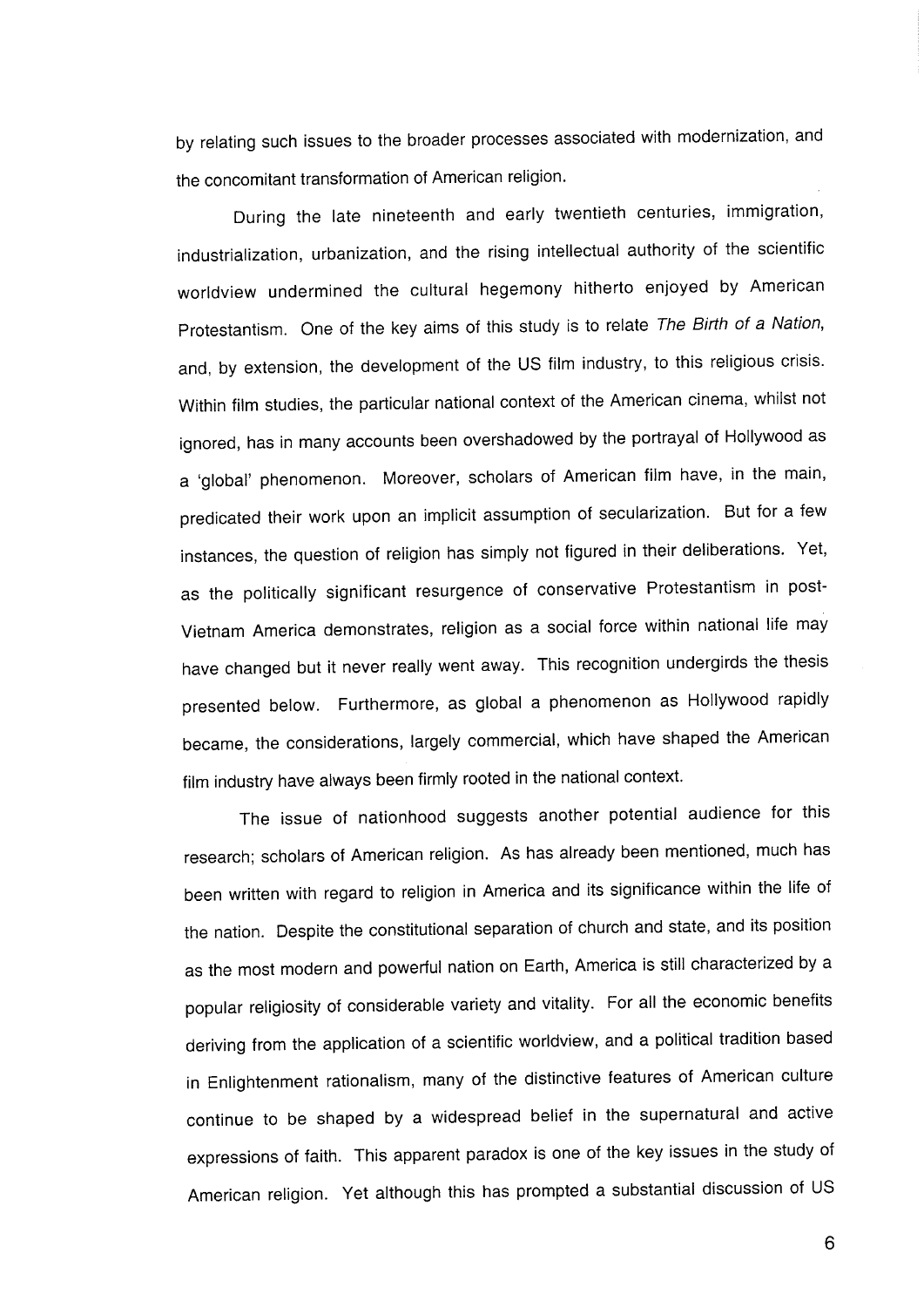by relating such issues to the broader processes associated with modernization, and the concomitant transformation of American religion.

During the late nineteenth and early twentieth centuries, immigration, industrialization, urbanization, and the rising intellectual authority of the scientific worldview undermined the cultural hegemony hitherto enjoyed by American Protestantism. One of the key aims of this study is to relate *The Birth of a Nation*, and, by extension, the development of the US film industry, to this religious crisis. Within film studies, the particular national context of the American cinema, whilst not ignored, has in many accounts been overshadowed by the portrayal of Hollywood as a 'global' phenomenon. Moreover, scholars of American film have, in the main, predicated their work upon an implicit assumption of secularization. But for a few instances, the question of religion has simply not figured in their deliberations. Yet, as the politically significant resurgence of conservative Protestantism in post-Vietnam America demonstrates, religion as a social force within national life may have changed but it never really went away. This recognition undergirds the thesis presented below. Furthermore, as global a phenomenon as Hollywood rapidly became, the considerations, largely commercial, which have shaped the American film industry have always been firmly rooted in the national context.

The issue of nationhood suggests another potential audience for this research; scholars of American religion. As has already been mentioned, much has been written with regard to religion in America and its significance within the life of the nation. Despite the constitutional separation of church and state, and its position as the most modern and powerful nation on Earth, America is still characterized by a popular religiosity of considerable variety and vitality. For all the economic benefits deriving from the application of a scientific worldview, and a political tradition based in Enlightenment rationalism, many of the distinctive features of American culture continue to be shaped by a widespread belief in the supernatural and active expressions of faith. This apparent paradox is one of the key issues in the study of American religion. Yet although this has prompted a substantial discussion of US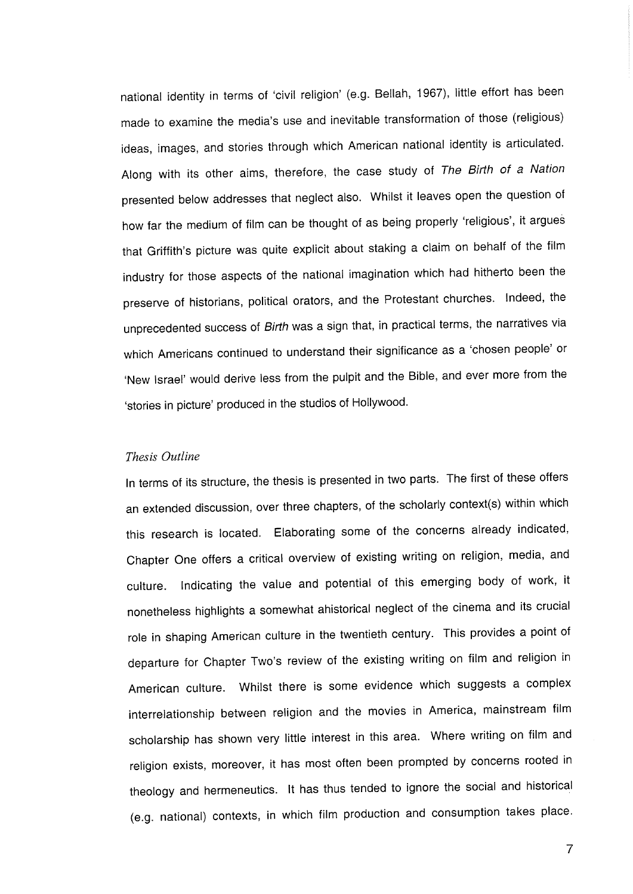national identity in terms of 'civil religion' (e.g. Bellah, 1967), little effort has been made to examine the media's use and inevitable transformation of those (religious) ideas, images, and stories through which American national identity is articulated. Along with its other aims, therefore, the case study of *The Birth of a Nation* presented below addresses that neglect also. Whilst it leaves open the question of how far the medium of film can be thought of as being properly 'religious', it argues that Griffith's picture was quite explicit about staking a claim on behalf of the film industry for those aspects of the national imagination which had hitherto been the preserve of historians, political orators, and the Protestant churches. Indeed, the unprecedented success of *Birth* was a sign that, in practical terms, the narratives via which Americans continued to understand their significance as a 'chosen people' or 'New Israel' would derive less from the pulpit and the Bible, and ever more from the 'stories in picture' produced in the studios of Hollywood.

*Thesis Outline*

In terms of its structure, the thesis is presented in two parts. The first of these offers an extended discussion, over three chapters, of the scholarly context(s) within which this research is located. Elaborating some of the concerns already indicated, Chapter One offers a critical overview of existing writing on religion, media, and culture. Indicating the value and potential of this emerging body of work, it nonetheless highlights a somewhat ahistorical neglect of the cinema and its crucial role in shaping American culture in the twentieth century. This provides a point of departure for Chapter Two's review of the existing writing on film and religion in American culture. Whilst there is some evidence which suggests a complex interrelationship between religion and the movies in America, mainstream film scholarship has shown very little interest in this area. Where writing on film and religion exists, moreover, it has most often been prompted by concerns rooted in theology and hermeneutics. It has thus tended to ignore the social and historical (e.g. national) contexts, in which film production and consumption takes place.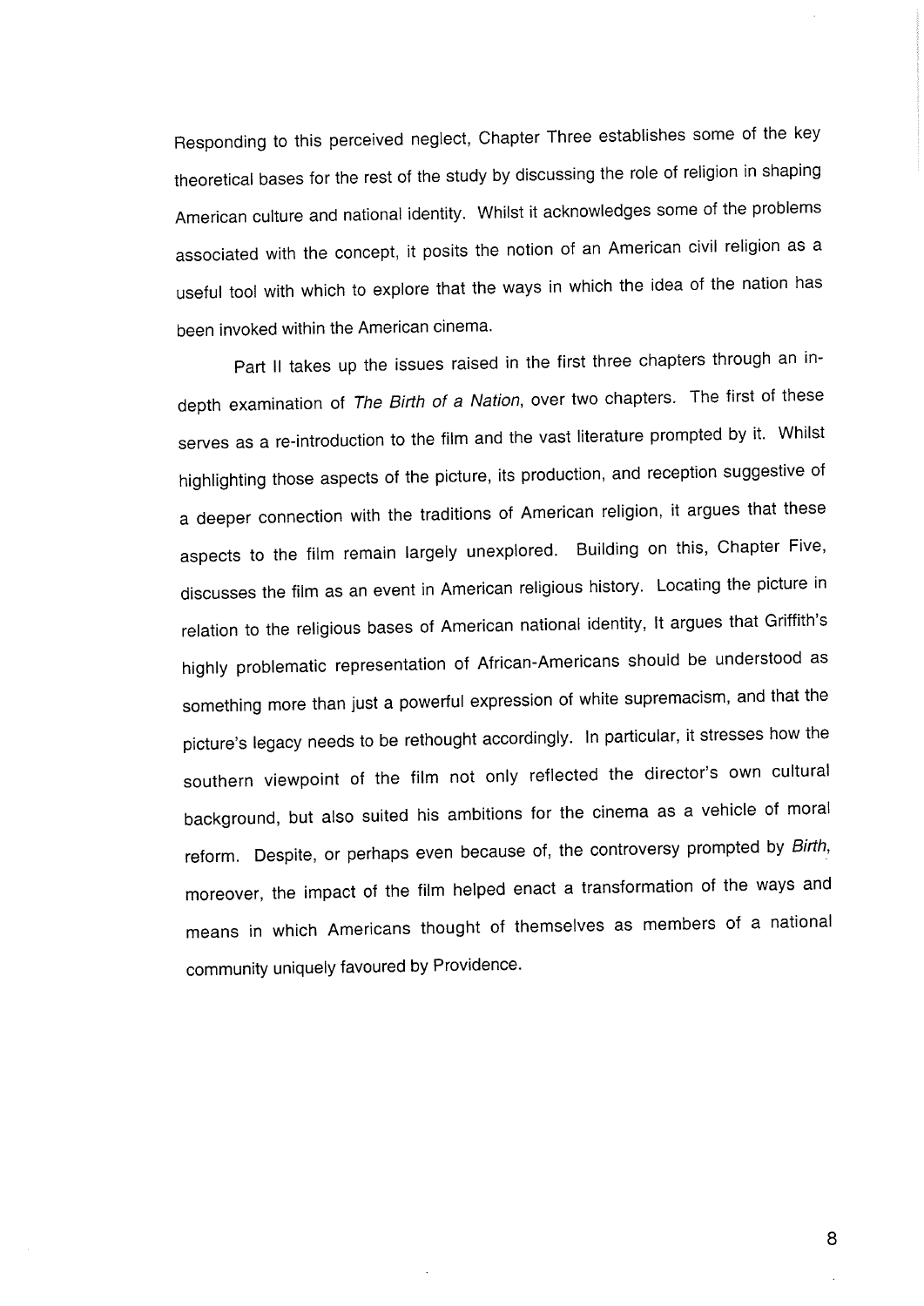Responding to this perceived neglect, Chapter Three establishes some of the key theoretical bases for the rest of the study by discussing the role of religion in shaping American culture and national identity. Whilst it acknowledges some of the problems associated with the concept, it posits the notion of an American civil religion as a useful tool with which to explore that the ways in which the idea of the nation has been invoked within the American cinema.

Part II takes up the issues raised in the first three chapters through an in-depth examination of *The Birth of a Nation*, over two chapters. The first of these serves as a re-introduction to the film and the vast literature prompted by it. Whilst highlighting those aspects of the picture, its production, and reception suggestive of a deeper connection with the traditions of American religion, it argues that these aspects to the film remain largely unexplored. Building on this, Chapter Five, discusses the film as an event in American religious history. Locating the picture in relation to the religious bases of American national identity, It argues that Griffith's highly problematic representation of African-Americans should be understood as something more than just a powerful expression of white supremacism, and that the picture's legacy needs to be rethought accordingly. In particular, it stresses how the southern viewpoint of the film not only reflected the director's own cultural background, but also suited his ambitions for the cinema as a vehicle of moral reform. Despite, or perhaps even because of, the controversy prompted by *Birth*, moreover, the impact of the film helped enact a transformation of the ways and means in which Americans thought of themselves as members of a national community uniquely favoured by Providence.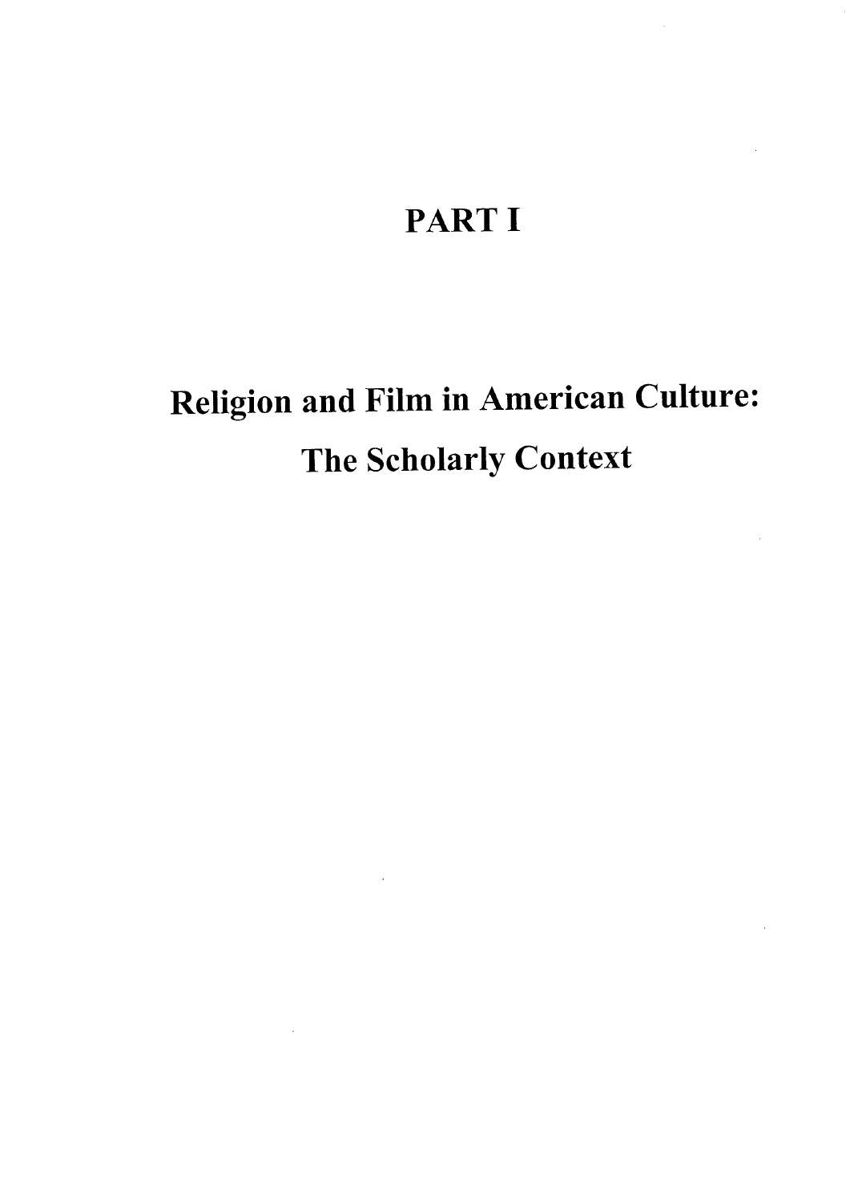# PART I

# Religion and Film in American Culture: The Scholarly Context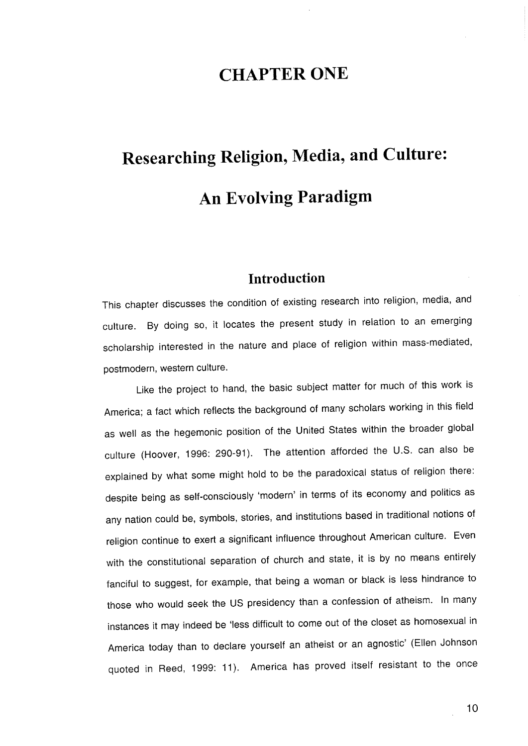# CHAPTER ONE

# Researching Religion, Media, and Culture: An Evolving Paradigm

## Introduction

This chapter discusses the condition of existing research into religion, media, and culture. By doing so, it locates the present study in relation to an emerging scholarship interested in the nature and place of religion within mass-mediated, postmodern, western culture.

Like the project to hand, the basic subject matter for much of this work is America; a fact which reflects the background of many scholars working in this field as well as the hegemonic position of the United States within the broader global culture (Hoover, 1996: 290-91). The attention afforded the U.S. can also be explained by what some might hold to be the paradoxical status of religion there: despite being as self-consciously 'modern' in terms of its economy and politics as any nation could be, symbols, stories, and institutions based in traditional notions of religion continue to exert a significant influence throughout American culture. Even with the constitutional separation of church and state, it is by no means entirely fanciful to suggest, for example, that being a woman or black is less hindrance to those who would seek the US presidency than a confession of atheism. In many instances it may indeed be 'less difficult to come out of the closet as homosexual in America today than to declare yourself an atheist or an agnostic' (Ellen Johnson quoted in Reed, 1999: 11). America has proved itself resistant to the once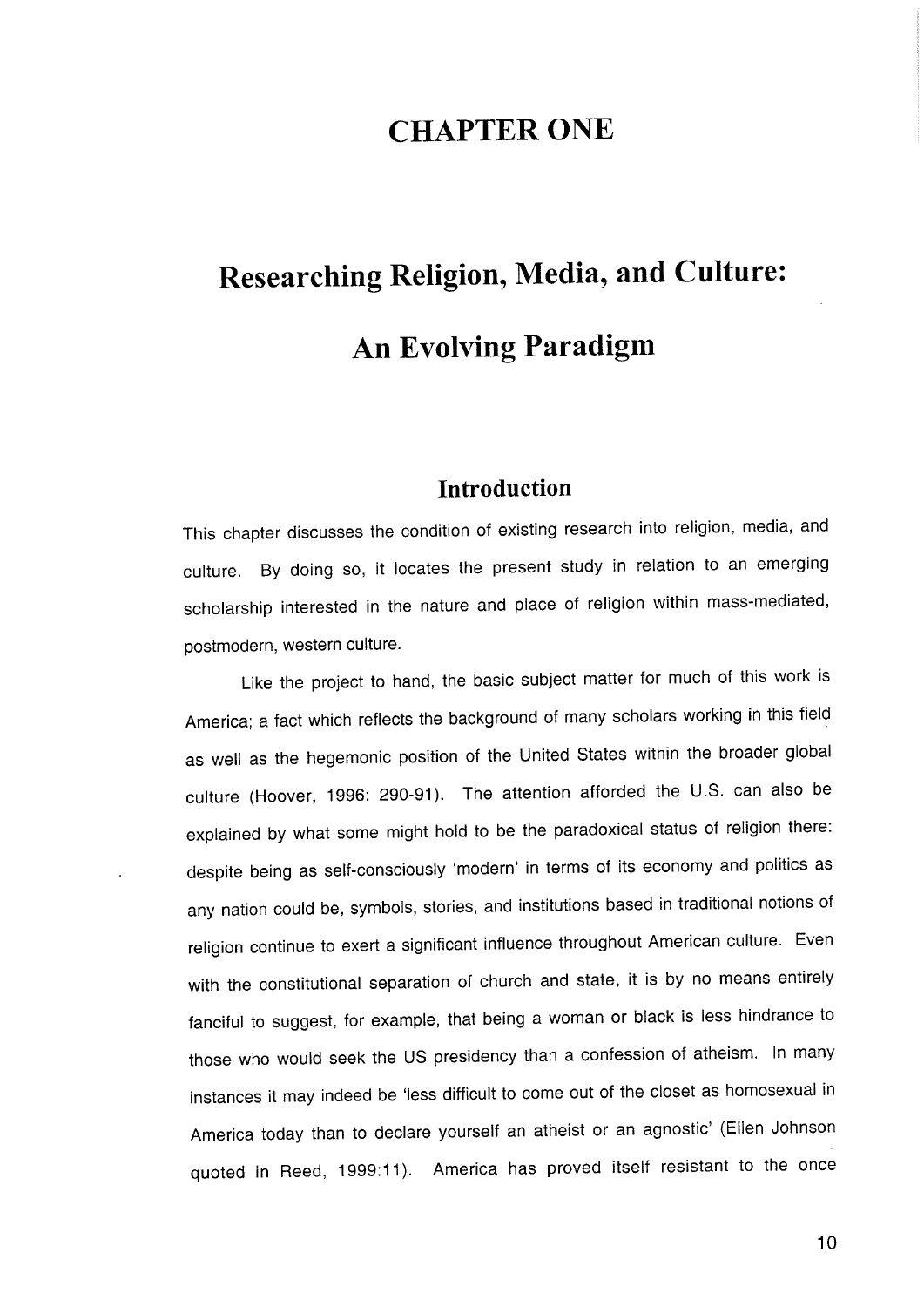# CHAPTER ONE

# Researching Religion, Media, and Culture: An Evolving Paradigm

## Introduction

This chapter discusses the condition of existing research into religion, media, and culture. By doing so, it locates the present study in relation to an emerging scholarship interested in the nature and place of religion within mass-mediated, postmodern, western culture.

Like the project to hand, the basic subject matter for much of this work is America; a fact which reflects the background of many scholars working in this field as well as the hegemonic position of the United States within the broader global culture (Hoover, 1996: 290-91). The attention afforded the U.S. can also be explained by what some might hold to be the paradoxical status of religion there: despite being as self-consciously 'modern' in terms of its economy and politics as any nation could be, symbols, stories, and institutions based in traditional notions of religion continue to exert a significant influence throughout American culture. Even with the constitutional separation of church and state, it is by no means entirely fanciful to suggest, for example, that being a woman or black is less hindrance to those who would seek the US presidency than a confession of atheism. In many instances it may indeed be 'less difficult to come out of the closet as homosexual in America today than to declare yourself an atheist or an agnostic' (Ellen Johnson quoted in Reed, 1999:11). America has proved itself resistant to the once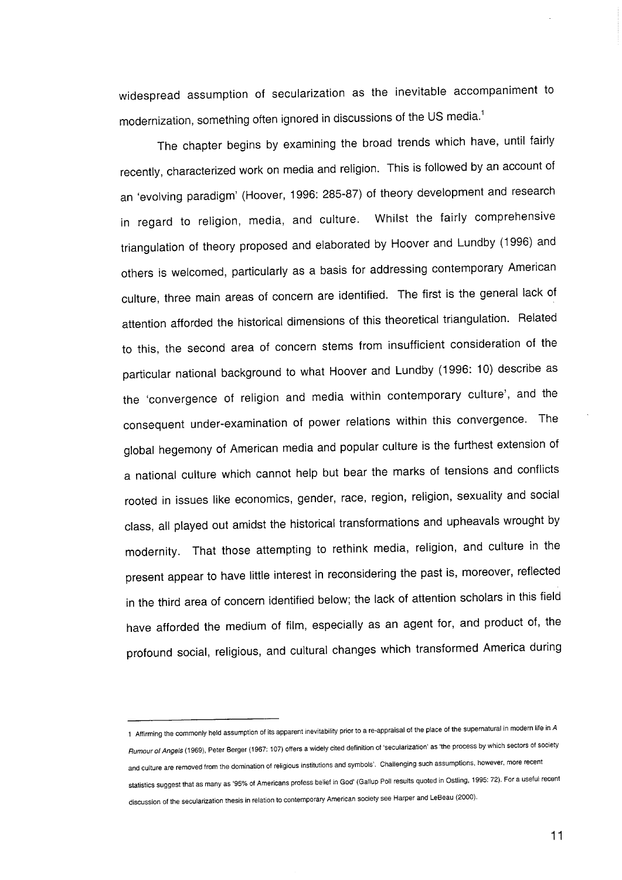widespread assumption of secularization as the inevitable accompaniment to modernization, something often ignored in discussions of the US media.[1]

The chapter begins by examining the broad trends which have, until fairly recently, characterized work on media and religion. This is followed by an account of an 'evolving paradigm' (Hoover, 1996: 285-87) of theory development and research in regard to religion, media, and culture. Whilst the fairly comprehensive triangulation of theory proposed and elaborated by Hoover and Lundby (1996) and others is welcomed, particularly as a basis for addressing contemporary American culture, three main areas of concern are identified. The first is the general lack of attention afforded the historical dimensions of this theoretical triangulation. Related to this, the second area of concern stems from insufficient consideration of the particular national background to what Hoover and Lundby (1996: 10) describe as the 'convergence of religion and media within contemporary culture', and the consequent under-examination of power relations within this convergence. The global hegemony of American media and popular culture is the furthest extension of a national culture which cannot help but bear the marks of tensions and conflicts rooted in issues like economics, gender, race, region, religion, sexuality and social class, all played out amidst the historical transformations and upheavals wrought by modernity. That those attempting to rethink media, religion, and culture in the present appear to have little interest in reconsidering the past is, moreover, reflected in the third area of concern identified below; the lack of attention scholars in this field have afforded the medium of film, especially as an agent for, and product of, the profound social, religious, and cultural changes which transformed America during

---

1 Affirming the commonly held assumption of its apparent inevitability prior to a re-appraisal of the place of the supernatural in modern life in *A Rumour of Angels* (1969), Peter Berger (1967: 107) offers a widely cited definition of 'secularization' as 'the process by which sectors of society and culture are removed from the domination of religious institutions and symbols'. Challenging such assumptions, however, more recent statistics suggest that as many as '95% of Americans profess belief in God' (Gallup Poll results quoted in Ostling, 1995: 72). For a useful recent discussion of the secularization thesis in relation to contemporary American society see Harper and LeBeau (2000).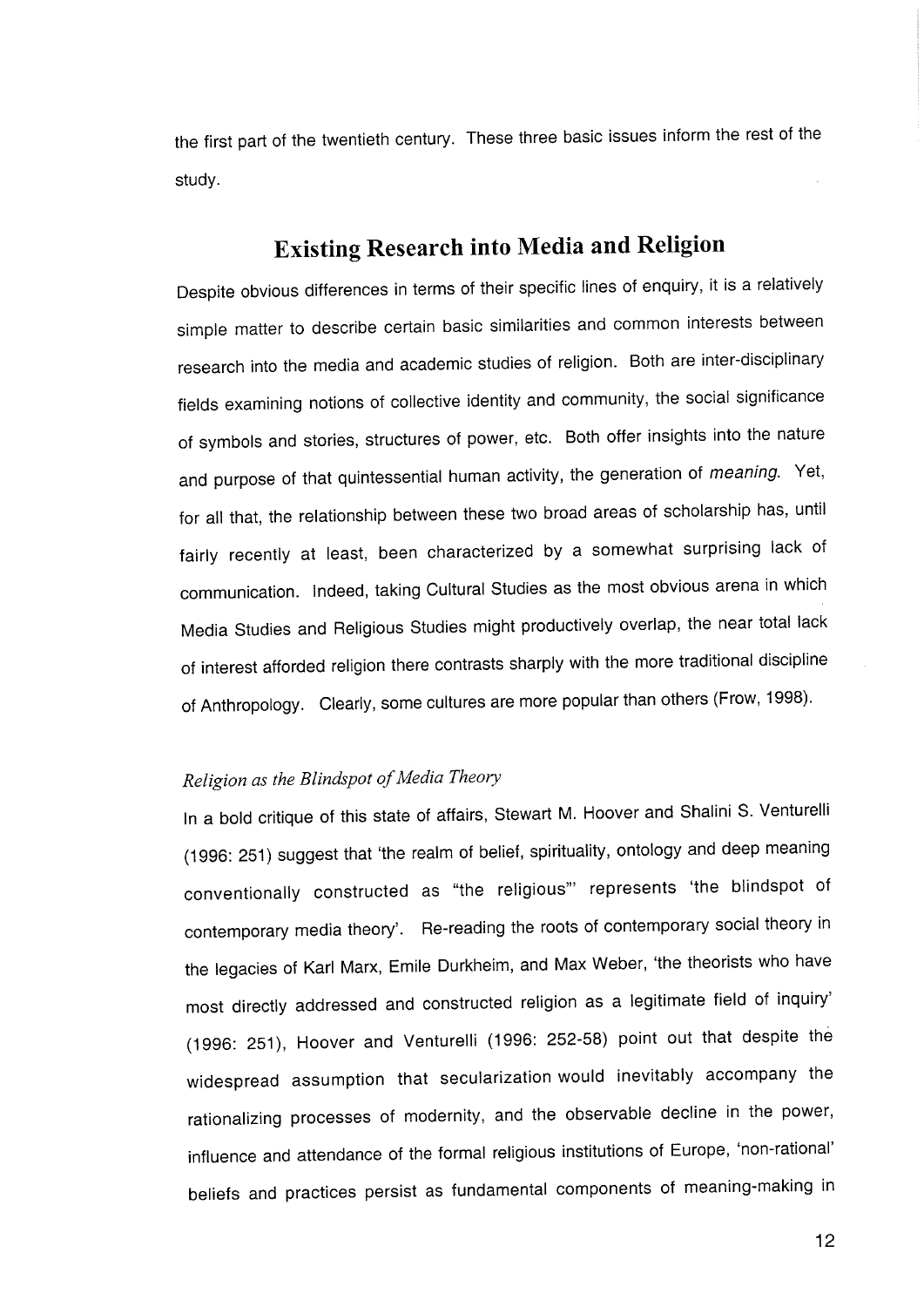the first part of the twentieth century. These three basic issues inform the rest of the study.

## Existing Research into Media and Religion

Despite obvious differences in terms of their specific lines of enquiry, it is a relatively simple matter to describe certain basic similarities and common interests between research into the media and academic studies of religion. Both are inter-disciplinary fields examining notions of collective identity and community, the social significance of symbols and stories, structures of power, etc. Both offer insights into the nature and purpose of that quintessential human activity, the generation of *meaning*. Yet, for all that, the relationship between these two broad areas of scholarship has, until fairly recently at least, been characterized by a somewhat surprising lack of communication. Indeed, taking Cultural Studies as the most obvious arena in which Media Studies and Religious Studies might productively overlap, the near total lack of interest afforded religion there contrasts sharply with the more traditional discipline of Anthropology. Clearly, some cultures are more popular than others (Frow, 1998).

### *Religion as the Blindspot of Media Theory*

In a bold critique of this state of affairs, Stewart M. Hoover and Shalini S. Venturelli (1996: 251) suggest that 'the realm of belief, spirituality, ontology and deep meaning conventionally constructed as "the religious"' represents 'the blindspot of contemporary media theory'. Re-reading the roots of contemporary social theory in the legacies of Karl Marx, Emile Durkheim, and Max Weber, 'the theorists who have most directly addressed and constructed religion as a legitimate field of inquiry' (1996: 251), Hoover and Venturelli (1996: 252-58) point out that despite the widespread assumption that secularization would inevitably accompany the rationalizing processes of modernity, and the observable decline in the power, influence and attendance of the formal religious institutions of Europe, 'non-rational' beliefs and practices persist as fundamental components of meaning-making in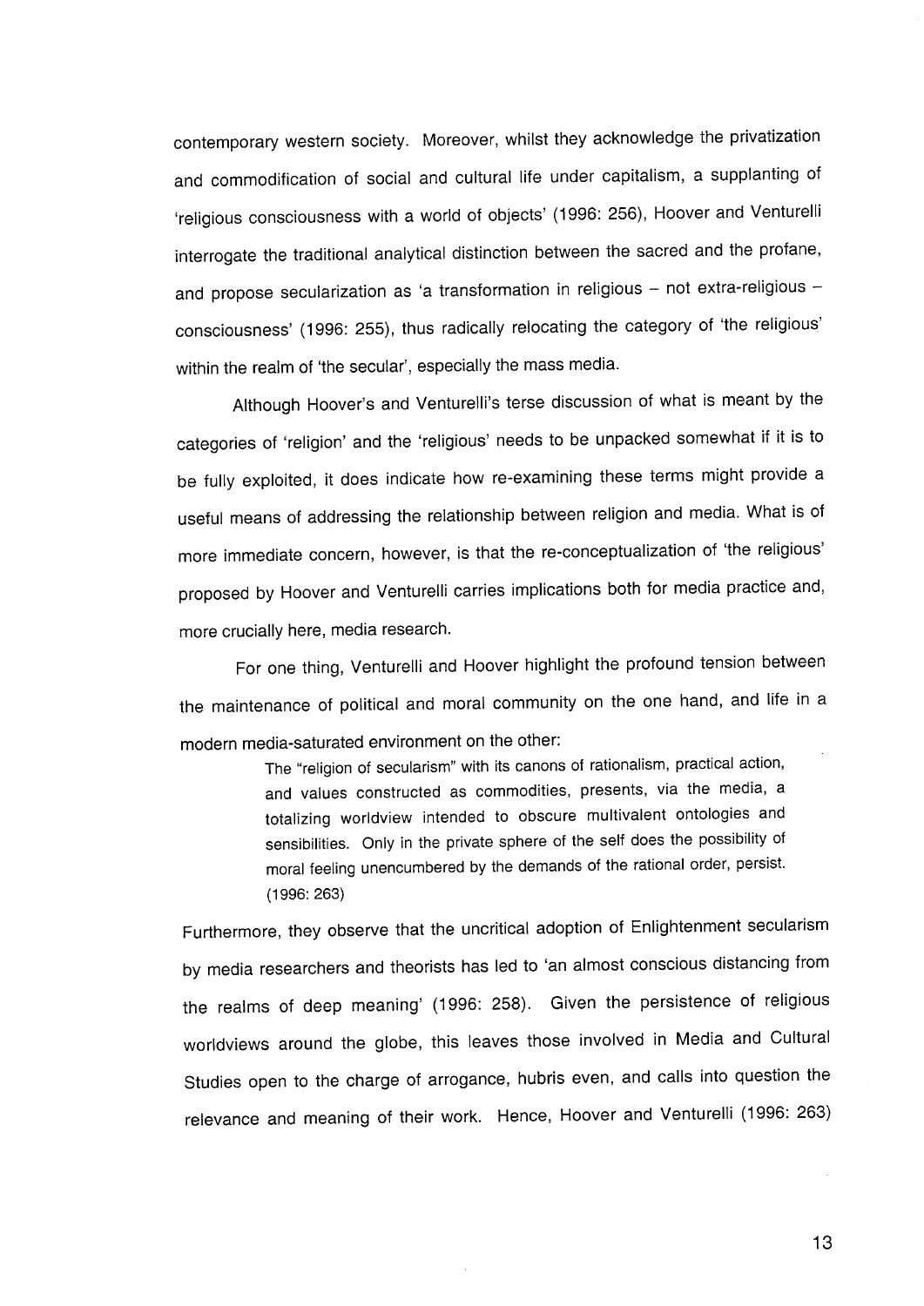contemporary western society. Moreover, whilst they acknowledge the privatization and commodification of social and cultural life under capitalism, a supplanting of 'religious consciousness with a world of objects' (1996: 256), Hoover and Venturelli interrogate the traditional analytical distinction between the sacred and the profane, and propose secularization as 'a transformation in religious – not extra-religious – consciousness' (1996: 255), thus radically relocating the category of 'the religious' within the realm of 'the secular', especially the mass media.

Although Hoover's and Venturelli's terse discussion of what is meant by the categories of 'religion' and the 'religious' needs to be unpacked somewhat if it is to be fully exploited, it does indicate how re-examining these terms might provide a useful means of addressing the relationship between religion and media. What is of more immediate concern, however, is that the re-conceptualization of 'the religious' proposed by Hoover and Venturelli carries implications both for media practice and, more crucially here, media research.

For one thing, Venturelli and Hoover highlight the profound tension between the maintenance of political and moral community on the one hand, and life in a modern media-saturated environment on the other:

> The "religion of secularism" with its canons of rationalism, practical action, and values constructed as commodities, presents, via the media, a totalizing worldview intended to obscure multivalent ontologies and sensibilities. Only in the private sphere of the self does the possibility of moral feeling unencumbered by the demands of the rational order, persist. (1996: 263)

Furthermore, they observe that the uncritical adoption of Enlightenment secularism by media researchers and theorists has led to 'an almost conscious distancing from the realms of deep meaning' (1996: 258). Given the persistence of religious worldviews around the globe, this leaves those involved in Media and Cultural Studies open to the charge of arrogance, hubris even, and calls into question the relevance and meaning of their work. Hence, Hoover and Venturelli (1996: 263)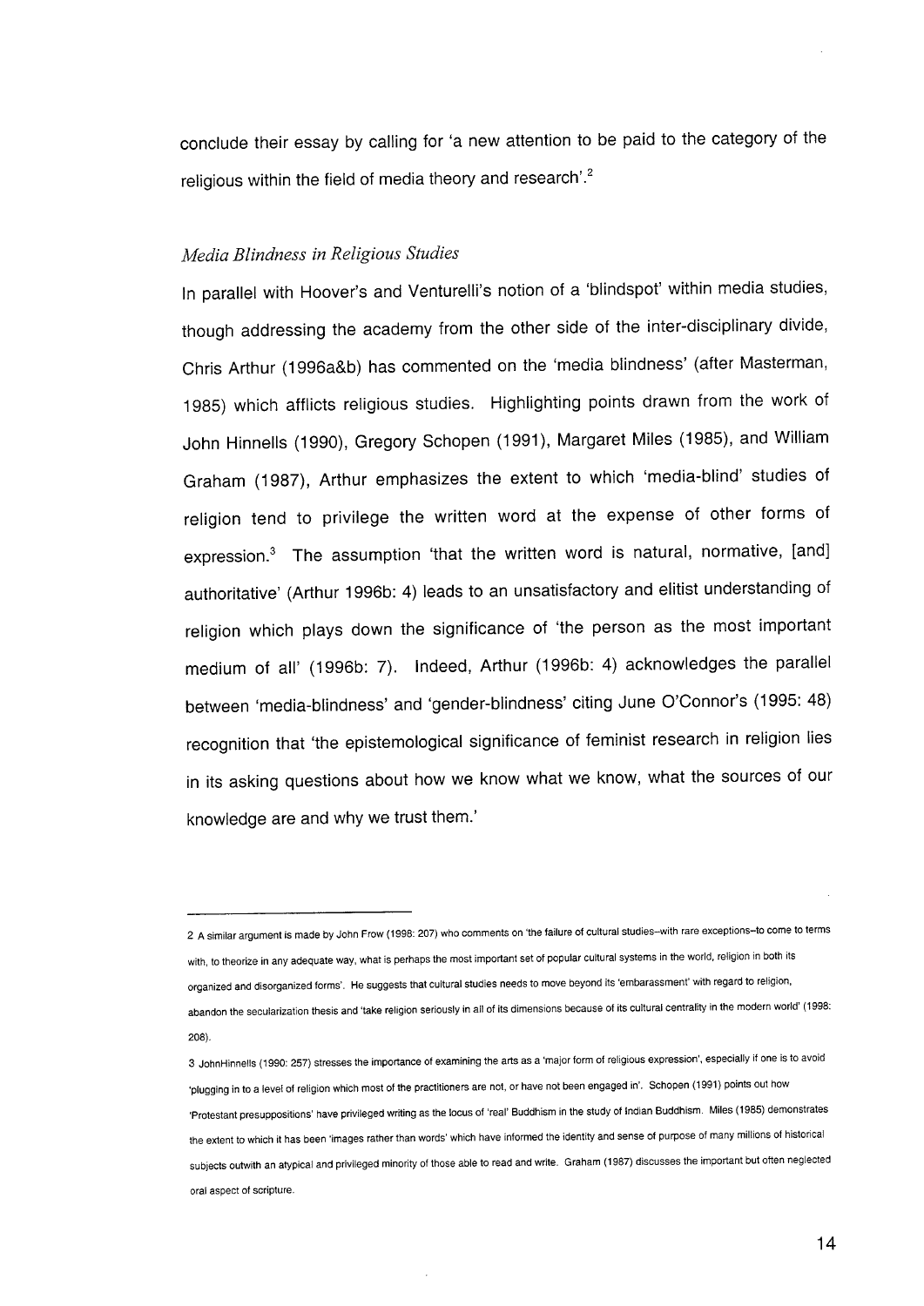conclude their essay by calling for 'a new attention to be paid to the category of the religious within the field of media theory and research'.[2]

### *Media Blindness in Religious Studies*

In parallel with Hoover's and Venturelli's notion of a 'blindspot' within media studies, though addressing the academy from the other side of the inter-disciplinary divide, Chris Arthur (1996a&b) has commented on the 'media blindness' (after Masterman, 1985) which afflicts religious studies. Highlighting points drawn from the work of John Hinnells (1990), Gregory Schopen (1991), Margaret Miles (1985), and William Graham (1987), Arthur emphasizes the extent to which 'media-blind' studies of religion tend to privilege the written word at the expense of other forms of expression.[3] The assumption 'that the written word is natural, normative, [and] authoritative' (Arthur 1996b: 4) leads to an unsatisfactory and elitist understanding of religion which plays down the significance of 'the person as the most important medium of all' (1996b: 7). Indeed, Arthur (1996b: 4) acknowledges the parallel between 'media-blindness' and 'gender-blindness' citing June O'Connor's (1995: 48) recognition that 'the epistemological significance of feminist research in religion lies in its asking questions about how we know what we know, what the sources of our knowledge are and why we trust them.'

---

2 A similar argument is made by John Frow (1998: 207) who comments on 'the failure of cultural studies–with rare exceptions–to come to terms with, to theorize in any adequate way, what is perhaps the most important set of popular cultural systems in the world, religion in both its organized and disorganized forms'. He suggests that cultural studies needs to move beyond its 'embarassment' with regard to religion, abandon the secularization thesis and 'take religion seriously in all of its dimensions because of its cultural centrality in the modern world' (1998: 208).

3 JohnHinnells (1990: 257) stresses the importance of examining the arts as a 'major form of religious expression', especially if one is to avoid 'plugging in to a level of religion which most of the practitioners are not, or have not been engaged in'. Schopen (1991) points out how 'Protestant presuppositions' have privileged writing as the locus of 'real' Buddhism in the study of Indian Buddhism. Miles (1985) demonstrates the extent to which it has been 'images rather than words' which have informed the identity and sense of purpose of many millions of historical subjects outwith an atypical and privileged minority of those able to read and write. Graham (1987) discusses the important but often neglected oral aspect of scripture.